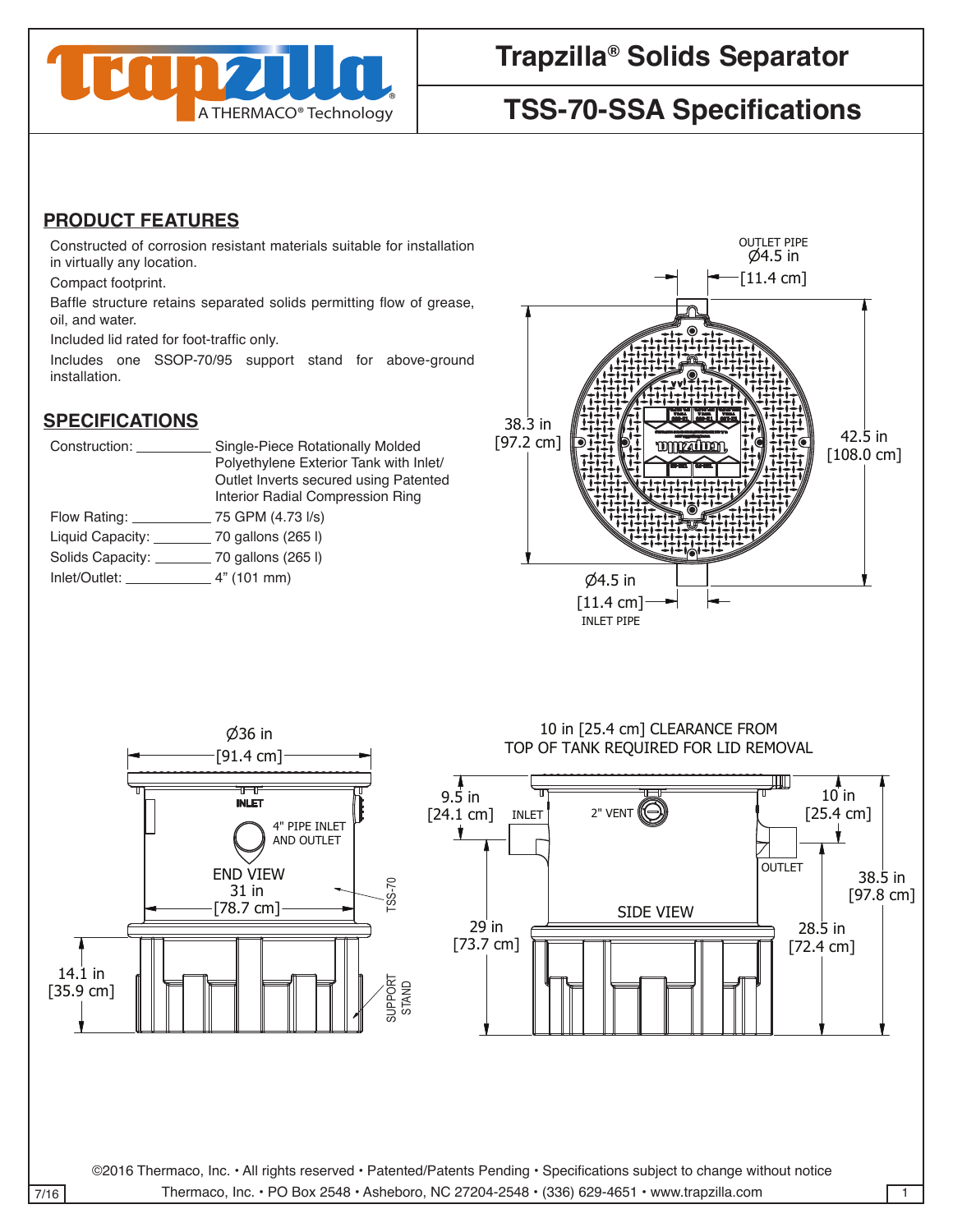# Trapzilla® Solids Separator

## TSS-70-SSA Specifications

## PRODUCT FEATURES

Constructed of corrosion resistant materials suitable for installation in virtually any location.

Compact footprint.

Baffle structure retains separated solids permitting flow of grease, oil, and water.

Included lid rated for foot-traffic only.

Includes one SSOP-70/95 support stand for above-ground installation.

## SPECIFICATIONS

| | |
|---|---|
| Construction: | Single-Piece Rotationally Molded Polyethylene Exterior Tank with Inlet/ Outlet Inverts secured using Patented Interior Radial Compression Ring |
| Flow Rating: | 75 GPM (4.73 l/s) |
| Liquid Capacity: | 70 gallons (265 l) |
| Solids Capacity: | 70 gallons (265 l) |
| Inlet/Outlet: | 4" (101 mm) |

OUTLET PIPE Ø4.5 in [11.4 cm]

38.3 in [97.2 cm]

42.5 in [108.0 cm]

Ø4.5 in [11.4 cm] INLET PIPE

Ø36 in [91.4 cm]

INLET

4" PIPE INLET AND OUTLET

END VIEW 31 in [78.7 cm]

TSS-70

14.1 in [35.9 cm]

SUPPORT STAND

10 in [25.4 cm] CLEARANCE FROM TOP OF TANK REQUIRED FOR LID REMOVAL

9.5 in [24.1 cm]

INLET

2" VENT

10 in [25.4 cm]

OUTLET

38.5 in [97.8 cm]

SIDE VIEW

29 in [73.7 cm]

28.5 in [72.4 cm]

©2016 Thermaco, Inc. • All rights reserved • Patented/Patents Pending • Specifications subject to change without notice

Thermaco, Inc. • PO Box 2548 • Asheboro, NC 27204-2548 • (336) 629-4651 • www.trapzilla.com

7/16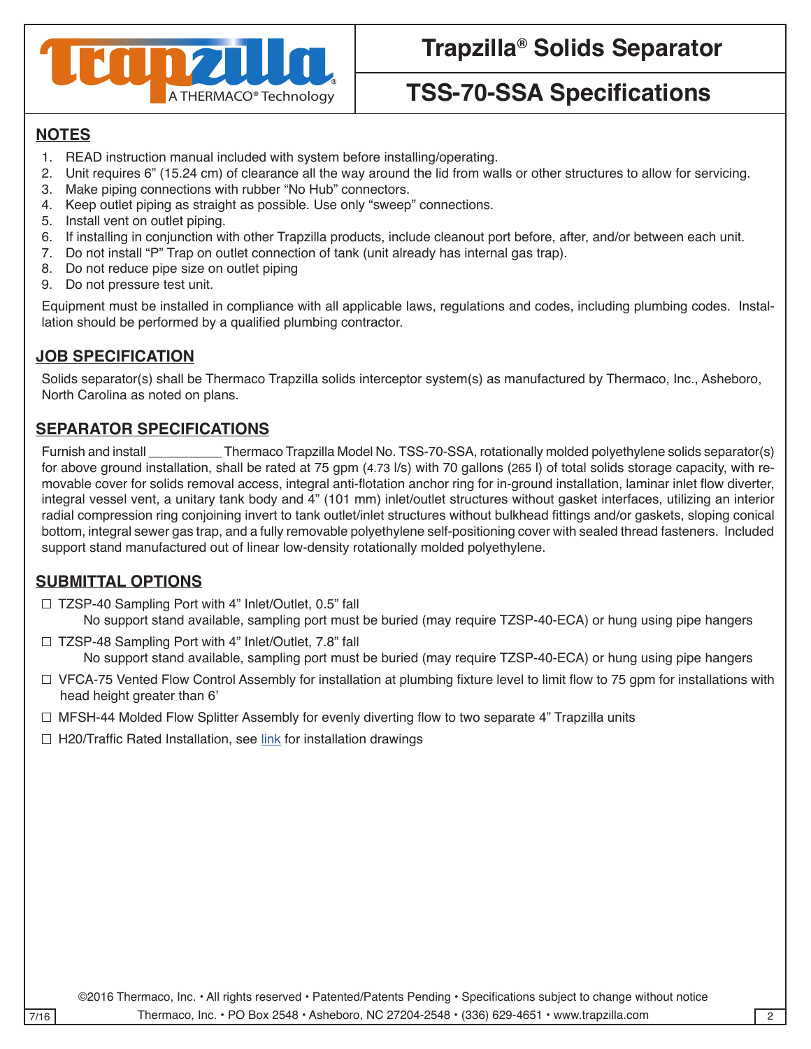# Trapzilla® Solids Separator

# TSS-70-SSA Specifications

## NOTES

1. READ instruction manual included with system before installing/operating.
2. Unit requires 6" (15.24 cm) of clearance all the way around the lid from walls or other structures to allow for servicing.
3. Make piping connections with rubber "No Hub" connectors.
4. Keep outlet piping as straight as possible. Use only "sweep" connections.
5. Install vent on outlet piping.
6. If installing in conjunction with other Trapzilla products, include cleanout port before, after, and/or between each unit.
7. Do not install "P" Trap on outlet connection of tank (unit already has internal gas trap).
8. Do not reduce pipe size on outlet piping
9. Do not pressure test unit.

Equipment must be installed in compliance with all applicable laws, regulations and codes, including plumbing codes. Installation should be performed by a qualified plumbing contractor.

## JOB SPECIFICATION

Solids separator(s) shall be Thermaco Trapzilla solids interceptor system(s) as manufactured by Thermaco, Inc., Asheboro, North Carolina as noted on plans.

## SEPARATOR SPECIFICATIONS

Furnish and install __________ Thermaco Trapzilla Model No. TSS-70-SSA, rotationally molded polyethylene solids separator(s) for above ground installation, shall be rated at 75 gpm (4.73 l/s) with 70 gallons (265 l) of total solids storage capacity, with removable cover for solids removal access, integral anti-flotation anchor ring for in-ground installation, laminar inlet flow diverter, integral vessel vent, a unitary tank body and 4" (101 mm) inlet/outlet structures without gasket interfaces, utilizing an interior radial compression ring conjoining invert to tank outlet/inlet structures without bulkhead fittings and/or gaskets, sloping conical bottom, integral sewer gas trap, and a fully removable polyethylene self-positioning cover with sealed thread fasteners. Included support stand manufactured out of linear low-density rotationally molded polyethylene.

## SUBMITTAL OPTIONS

- ☐ TZSP-40 Sampling Port with 4" Inlet/Outlet, 0.5" fall
  No support stand available, sampling port must be buried (may require TZSP-40-ECA) or hung using pipe hangers
- ☐ TZSP-48 Sampling Port with 4" Inlet/Outlet, 7.8" fall
  No support stand available, sampling port must be buried (may require TZSP-40-ECA) or hung using pipe hangers
- ☐ VFCA-75 Vented Flow Control Assembly for installation at plumbing fixture level to limit flow to 75 gpm for installations with head height greater than 6'
- ☐ MFSH-44 Molded Flow Splitter Assembly for evenly diverting flow to two separate 4" Trapzilla units
- ☐ H20/Traffic Rated Installation, see link for installation drawings

©2016 Thermaco, Inc. • All rights reserved • Patented/Patents Pending • Specifications subject to change without notice

Thermaco, Inc. • PO Box 2548 • Asheboro, NC 27204-2548 • (336) 629-4651 • www.trapzilla.com